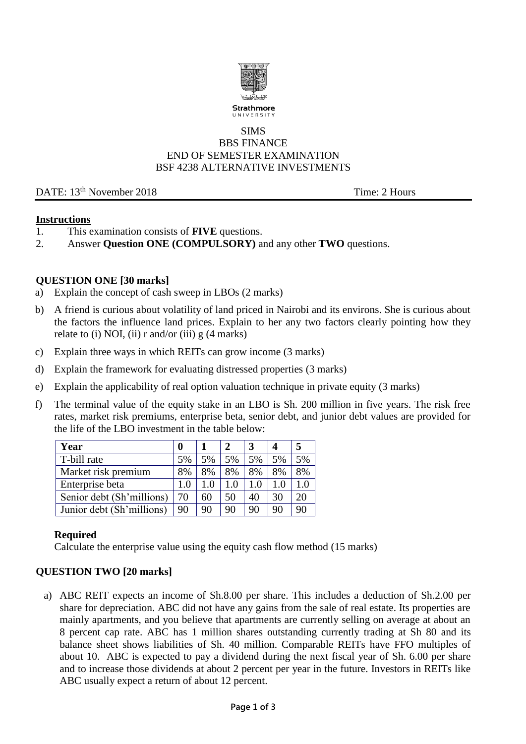Strathmore UNIVERSITY

SIMS
BBS FINANCE
END OF SEMESTER EXAMINATION
BSF 4238 ALTERNATIVE INVESTMENTS

DATE: 13th November 2018 Time: 2 Hours

**Instructions**

1. This examination consists of **FIVE** questions.
2. Answer **Question ONE (COMPULSORY)** and any other **TWO** questions.

## QUESTION ONE [30 marks]

a) Explain the concept of cash sweep in LBOs (2 marks)

b) A friend is curious about volatility of land priced in Nairobi and its environs. She is curious about the factors the influence land prices. Explain to her any two factors clearly pointing how they relate to (i) NOI, (ii) r and/or (iii) g (4 marks)

c) Explain three ways in which REITs can grow income (3 marks)

d) Explain the framework for evaluating distressed properties (3 marks)

e) Explain the applicability of real option valuation technique in private equity (3 marks)

f) The terminal value of the equity stake in an LBO is Sh. 200 million in five years. The risk free rates, market risk premiums, enterprise beta, senior debt, and junior debt values are provided for the life of the LBO investment in the table below:

| **Year** | **0** | **1** | **2** | **3** | **4** | **5** |
|---|---|---|---|---|---|---|
| T-bill rate | 5% | 5% | 5% | 5% | 5% | 5% |
| Market risk premium | 8% | 8% | 8% | 8% | 8% | 8% |
| Enterprise beta | 1.0 | 1.0 | 1.0 | 1.0 | 1.0 | 1.0 |
| Senior debt (Sh'millions) | 70 | 60 | 50 | 40 | 30 | 20 |
| Junior debt (Sh'millions) | 90 | 90 | 90 | 90 | 90 | 90 |

**Required**

Calculate the enterprise value using the equity cash flow method (15 marks)

## QUESTION TWO [20 marks]

a) ABC REIT expects an income of Sh.8.00 per share. This includes a deduction of Sh.2.00 per share for depreciation. ABC did not have any gains from the sale of real estate. Its properties are mainly apartments, and you believe that apartments are currently selling on average at about an 8 percent cap rate. ABC has 1 million shares outstanding currently trading at Sh 80 and its balance sheet shows liabilities of Sh. 40 million. Comparable REITs have FFO multiples of about 10. ABC is expected to pay a dividend during the next fiscal year of Sh. 6.00 per share and to increase those dividends at about 2 percent per year in the future. Investors in REITs like ABC usually expect a return of about 12 percent.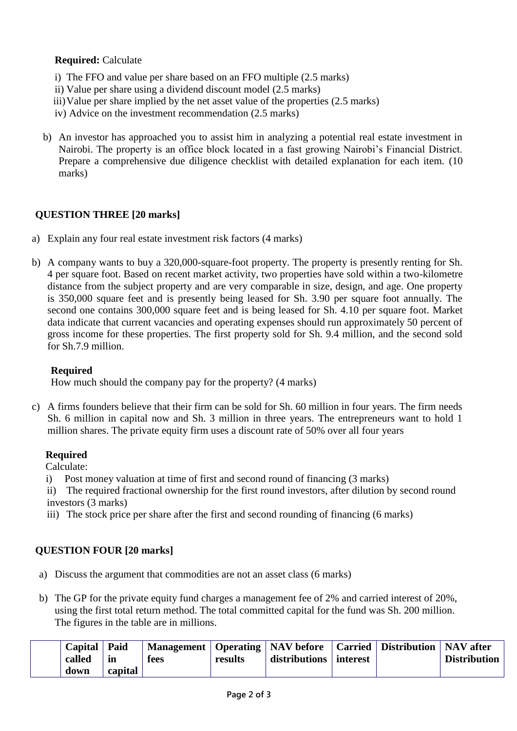**Required:** Calculate

i) The FFO and value per share based on an FFO multiple (2.5 marks)

ii) Value per share using a dividend discount model (2.5 marks)

iii) Value per share implied by the net asset value of the properties (2.5 marks)

iv) Advice on the investment recommendation (2.5 marks)

b) An investor has approached you to assist him in analyzing a potential real estate investment in Nairobi. The property is an office block located in a fast growing Nairobi's Financial District. Prepare a comprehensive due diligence checklist with detailed explanation for each item. (10 marks)

## QUESTION THREE [20 marks]

a) Explain any four real estate investment risk factors (4 marks)

b) A company wants to buy a 320,000-square-foot property. The property is presently renting for Sh. 4 per square foot. Based on recent market activity, two properties have sold within a two-kilometre distance from the subject property and are very comparable in size, design, and age. One property is 350,000 square feet and is presently being leased for Sh. 3.90 per square foot annually. The second one contains 300,000 square feet and is being leased for Sh. 4.10 per square foot. Market data indicate that current vacancies and operating expenses should run approximately 50 percent of gross income for these properties. The first property sold for Sh. 9.4 million, and the second sold for Sh.7.9 million.

**Required**

How much should the company pay for the property? (4 marks)

c) A firms founders believe that their firm can be sold for Sh. 60 million in four years. The firm needs Sh. 6 million in capital now and Sh. 3 million in three years. The entrepreneurs want to hold 1 million shares. The private equity firm uses a discount rate of 50% over all four years

**Required**

Calculate:

i) Post money valuation at time of first and second round of financing (3 marks)

ii) The required fractional ownership for the first round investors, after dilution by second round investors (3 marks)

iii) The stock price per share after the first and second rounding of financing (6 marks)

## QUESTION FOUR [20 marks]

a) Discuss the argument that commodities are not an asset class (6 marks)

b) The GP for the private equity fund charges a management fee of 2% and carried interest of 20%, using the first total return method. The total committed capital for the fund was Sh. 200 million. The figures in the table are in millions.

| | Capital called down | Paid in capital | Management fees | Operating results | NAV before distributions | Carried interest | Distribution | NAV after Distribution |
|---|---|---|---|---|---|---|---|---|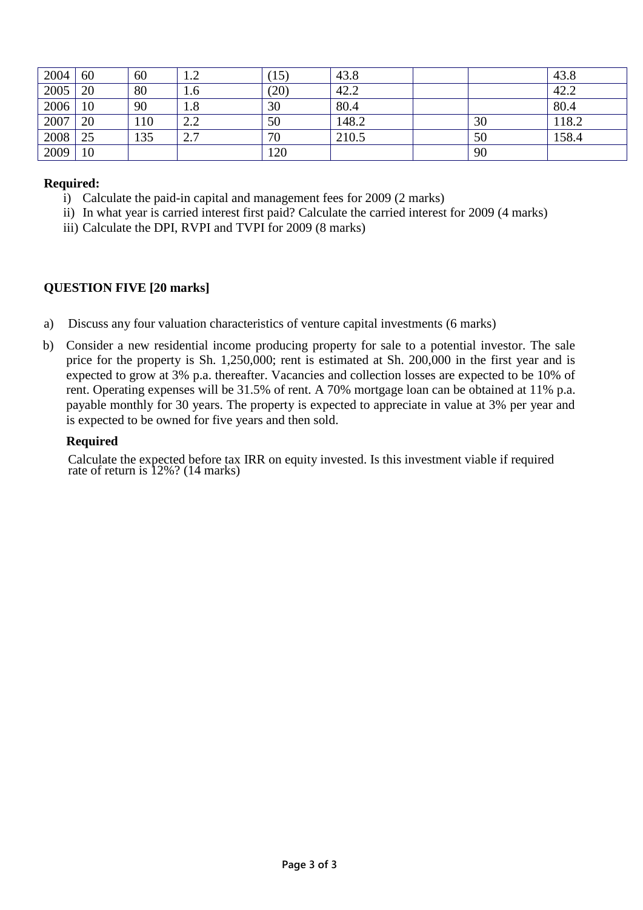| | | | | | | | | |
|---|---|---|---|---|---|---|---|---|
| 2004 | 60 | 60 | 1.2 | (15) | 43.8 | | | 43.8 |
| 2005 | 20 | 80 | 1.6 | (20) | 42.2 | | | 42.2 |
| 2006 | 10 | 90 | 1.8 | 30 | 80.4 | | | 80.4 |
| 2007 | 20 | 110 | 2.2 | 50 | 148.2 | | 30 | 118.2 |
| 2008 | 25 | 135 | 2.7 | 70 | 210.5 | | 50 | 158.4 |
| 2009 | 10 | | | 120 | | | 90 | |

**Required:**

i) Calculate the paid-in capital and management fees for 2009 (2 marks)

ii) In what year is carried interest first paid? Calculate the carried interest for 2009 (4 marks)

iii) Calculate the DPI, RVPI and TVPI for 2009 (8 marks)

## QUESTION FIVE [20 marks]

a) Discuss any four valuation characteristics of venture capital investments (6 marks)

b) Consider a new residential income producing property for sale to a potential investor. The sale price for the property is Sh. 1,250,000; rent is estimated at Sh. 200,000 in the first year and is expected to grow at 3% p.a. thereafter. Vacancies and collection losses are expected to be 10% of rent. Operating expenses will be 31.5% of rent. A 70% mortgage loan can be obtained at 11% p.a. payable monthly for 30 years. The property is expected to appreciate in value at 3% per year and is expected to be owned for five years and then sold.

**Required**

Calculate the expected before tax IRR on equity invested. Is this investment viable if required rate of return is 12%? (14 marks)